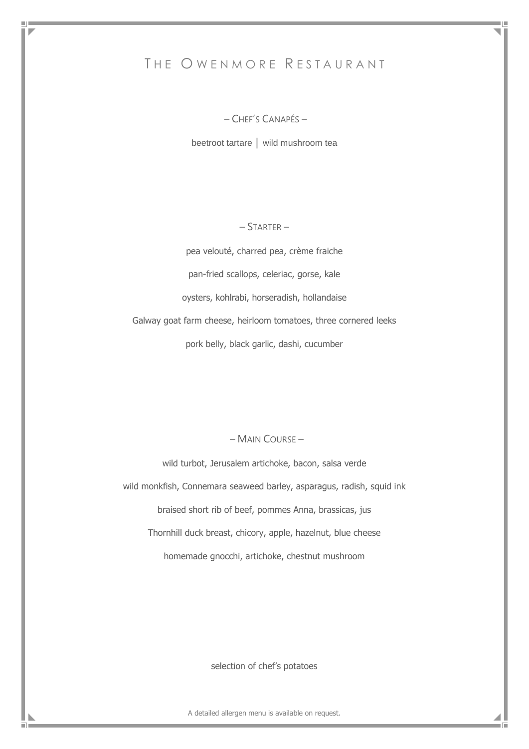# THE OWENMORE RESTAURANT

## – CHEF'S CANAPÉS –

beetroot tartare | wild mushroom tea

## – STARTER –

pea velouté, charred pea, crème fraiche

pan-fried scallops, celeriac, gorse, kale

oysters, kohlrabi, horseradish, hollandaise

Galway goat farm cheese, heirloom tomatoes, three cornered leeks

pork belly, black garlic, dashi, cucumber

## – MAIN COURSE –

wild turbot, Jerusalem artichoke, bacon, salsa verde

wild monkfish, Connemara seaweed barley, asparagus, radish, squid ink

braised short rib of beef, pommes Anna, brassicas, jus

Thornhill duck breast, chicory, apple, hazelnut, blue cheese

homemade gnocchi, artichoke, chestnut mushroom

selection of chef's potatoes

A detailed allergen menu is available on request.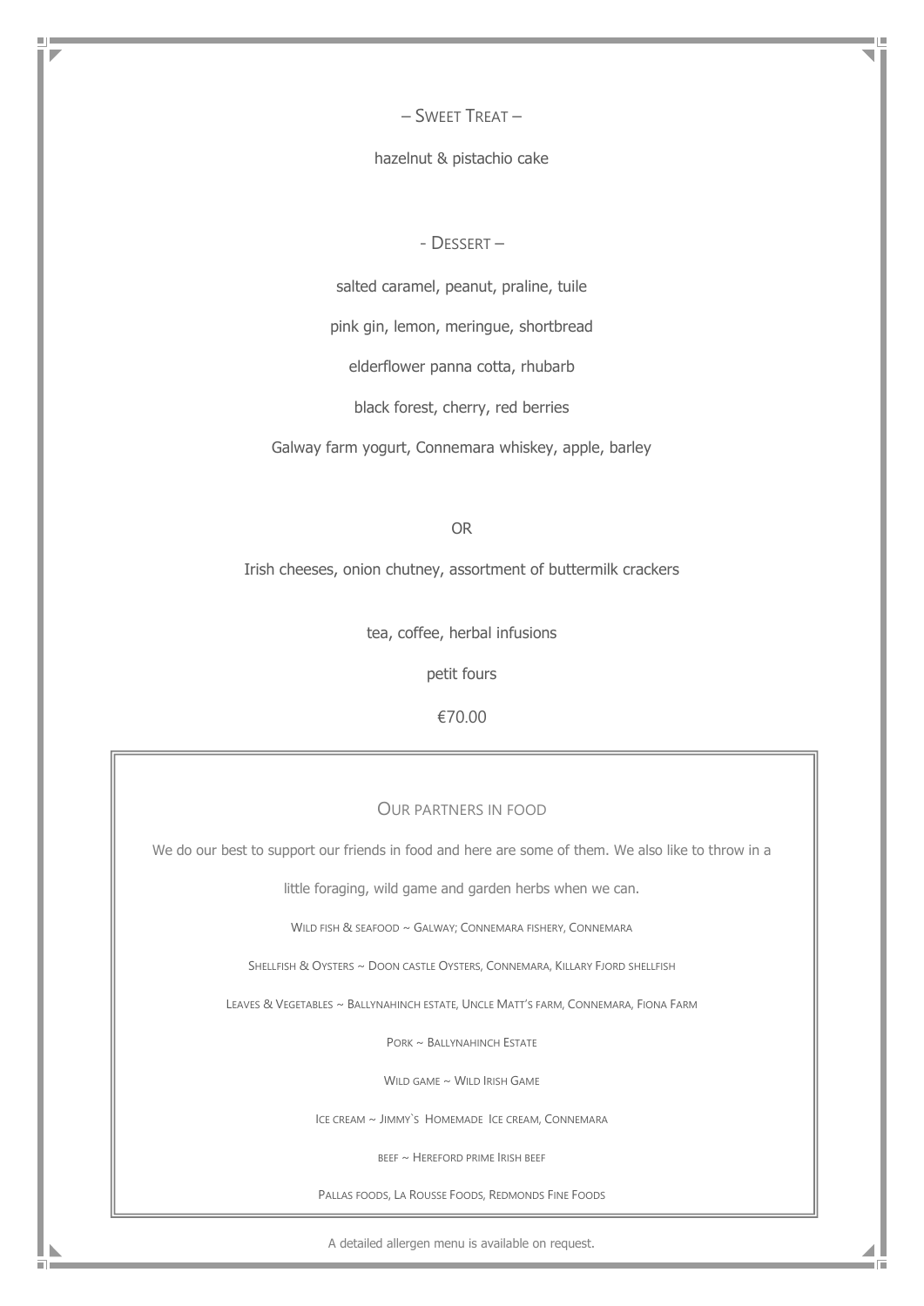## – Sweet Treat –

hazelnut & pistachio cake

## - Dessert –

salted caramel, peanut, praline, tuile

pink gin, lemon, meringue, shortbread

elderflower panna cotta, rhubarb

black forest, cherry, red berries

Galway farm yogurt, Connemara whiskey, apple, barley

OR

Irish cheeses, onion chutney, assortment of buttermilk crackers

tea, coffee, herbal infusions

petit fours

€70.00

### Our partners in food

We do our best to support our friends in food and here are some of them. We also like to throw in a little foraging, wild game and garden herbs when we can.

Wild fish & seafood ~ Galway; Connemara fishery, Connemara

Shellfish & Oysters ~ Doon castle Oysters, Connemara, Killary Fjord shellfish

Leaves & Vegetables ~ Ballynahinch estate, Uncle Matt's farm, Connemara, Fiona Farm

Pork ~ Ballynahinch Estate

Wild game ~ Wild Irish Game

Ice cream ~ Jimmy`s Homemade Ice cream, Connemara

beef ~ Hereford prime Irish beef

Pallas foods, La Rousse Foods, Redmonds Fine Foods

A detailed allergen menu is available on request.